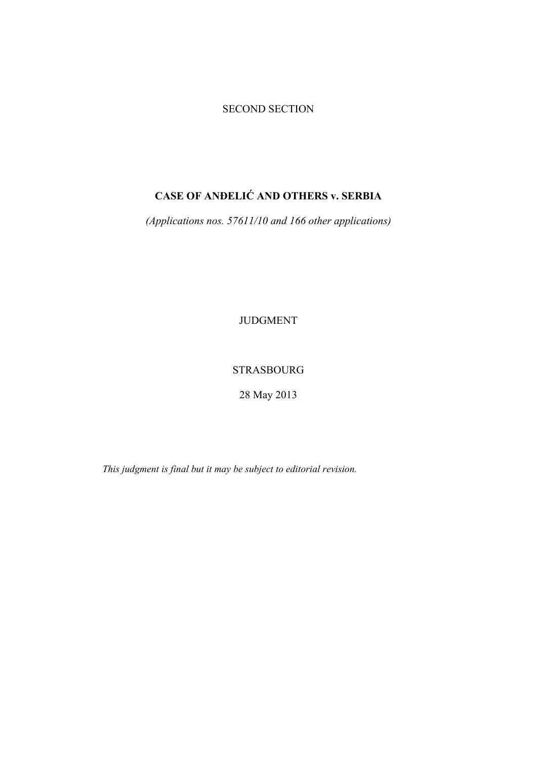SECOND SECTION

**CASE OF ANĐELIĆ AND OTHERS v. SERBIA**

*(Applications nos. 57611/10 and 166 other applications)*

JUDGMENT

STRASBOURG

28 May 2013

*This judgment is final but it may be subject to editorial revision.*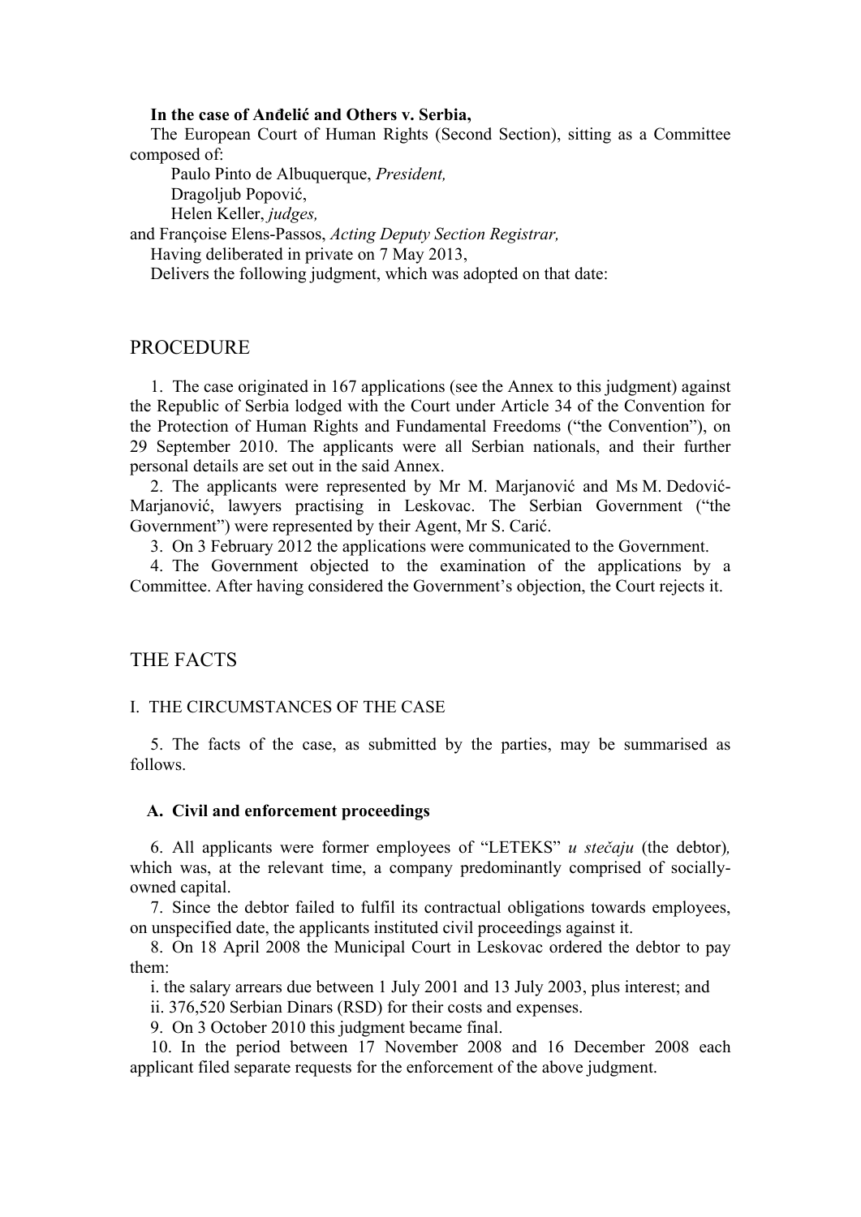**In the case of Anđelić and Others v. Serbia,**

The European Court of Human Rights (Second Section), sitting as a Committee composed of:

Paulo Pinto de Albuquerque, *President,*
Dragoljub Popović,
Helen Keller, *judges,*
and Françoise Elens-Passos, *Acting Deputy Section Registrar,*

Having deliberated in private on 7 May 2013,

Delivers the following judgment, which was adopted on that date:

# PROCEDURE

1. The case originated in 167 applications (see the Annex to this judgment) against the Republic of Serbia lodged with the Court under Article 34 of the Convention for the Protection of Human Rights and Fundamental Freedoms ("the Convention"), on 29 September 2010. The applicants were all Serbian nationals, and their further personal details are set out in the said Annex.

2. The applicants were represented by Mr M. Marjanović and Ms M. Dedović-Marjanović, lawyers practising in Leskovac. The Serbian Government ("the Government") were represented by their Agent, Mr S. Carić.

3. On 3 February 2012 the applications were communicated to the Government.

4. The Government objected to the examination of the applications by a Committee. After having considered the Government's objection, the Court rejects it.

# THE FACTS

## I. THE CIRCUMSTANCES OF THE CASE

5. The facts of the case, as submitted by the parties, may be summarised as follows.

### A. Civil and enforcement proceedings

6. All applicants were former employees of "LETEKS" *u stečaju* (the debtor)*,* which was, at the relevant time, a company predominantly comprised of socially-owned capital.

7. Since the debtor failed to fulfil its contractual obligations towards employees, on unspecified date, the applicants instituted civil proceedings against it.

8. On 18 April 2008 the Municipal Court in Leskovac ordered the debtor to pay them:

i. the salary arrears due between 1 July 2001 and 13 July 2003, plus interest; and

ii. 376,520 Serbian Dinars (RSD) for their costs and expenses.

9. On 3 October 2010 this judgment became final.

10. In the period between 17 November 2008 and 16 December 2008 each applicant filed separate requests for the enforcement of the above judgment.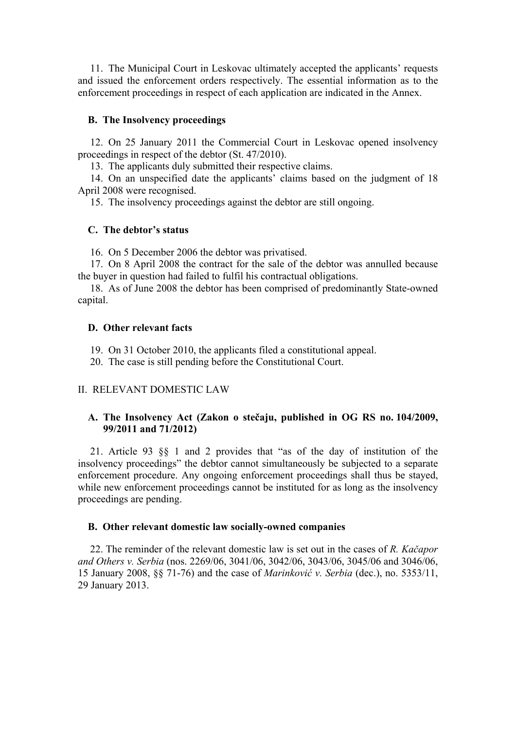11. The Municipal Court in Leskovac ultimately accepted the applicants' requests and issued the enforcement orders respectively. The essential information as to the enforcement proceedings in respect of each application are indicated in the Annex.

### B. The Insolvency proceedings

12. On 25 January 2011 the Commercial Court in Leskovac opened insolvency proceedings in respect of the debtor (St. 47/2010).

13. The applicants duly submitted their respective claims.

14. On an unspecified date the applicants' claims based on the judgment of 18 April 2008 were recognised.

15. The insolvency proceedings against the debtor are still ongoing.

### C. The debtor's status

16. On 5 December 2006 the debtor was privatised.

17. On 8 April 2008 the contract for the sale of the debtor was annulled because the buyer in question had failed to fulfil his contractual obligations.

18. As of June 2008 the debtor has been comprised of predominantly State-owned capital.

### D. Other relevant facts

19. On 31 October 2010, the applicants filed a constitutional appeal.

20. The case is still pending before the Constitutional Court.

## II. RELEVANT DOMESTIC LAW

### A. The Insolvency Act (Zakon o stečaju, published in OG RS no. 104/2009, 99/2011 and 71/2012)

21. Article 93 §§ 1 and 2 provides that "as of the day of institution of the insolvency proceedings" the debtor cannot simultaneously be subjected to a separate enforcement procedure. Any ongoing enforcement proceedings shall thus be stayed, while new enforcement proceedings cannot be instituted for as long as the insolvency proceedings are pending.

### B. Other relevant domestic law socially-owned companies

22. The reminder of the relevant domestic law is set out in the cases of *R. Kačapor and Others v. Serbia* (nos. 2269/06, 3041/06, 3042/06, 3043/06, 3045/06 and 3046/06, 15 January 2008, §§ 71-76) and the case of *Marinković v. Serbia* (dec.), no. 5353/11, 29 January 2013.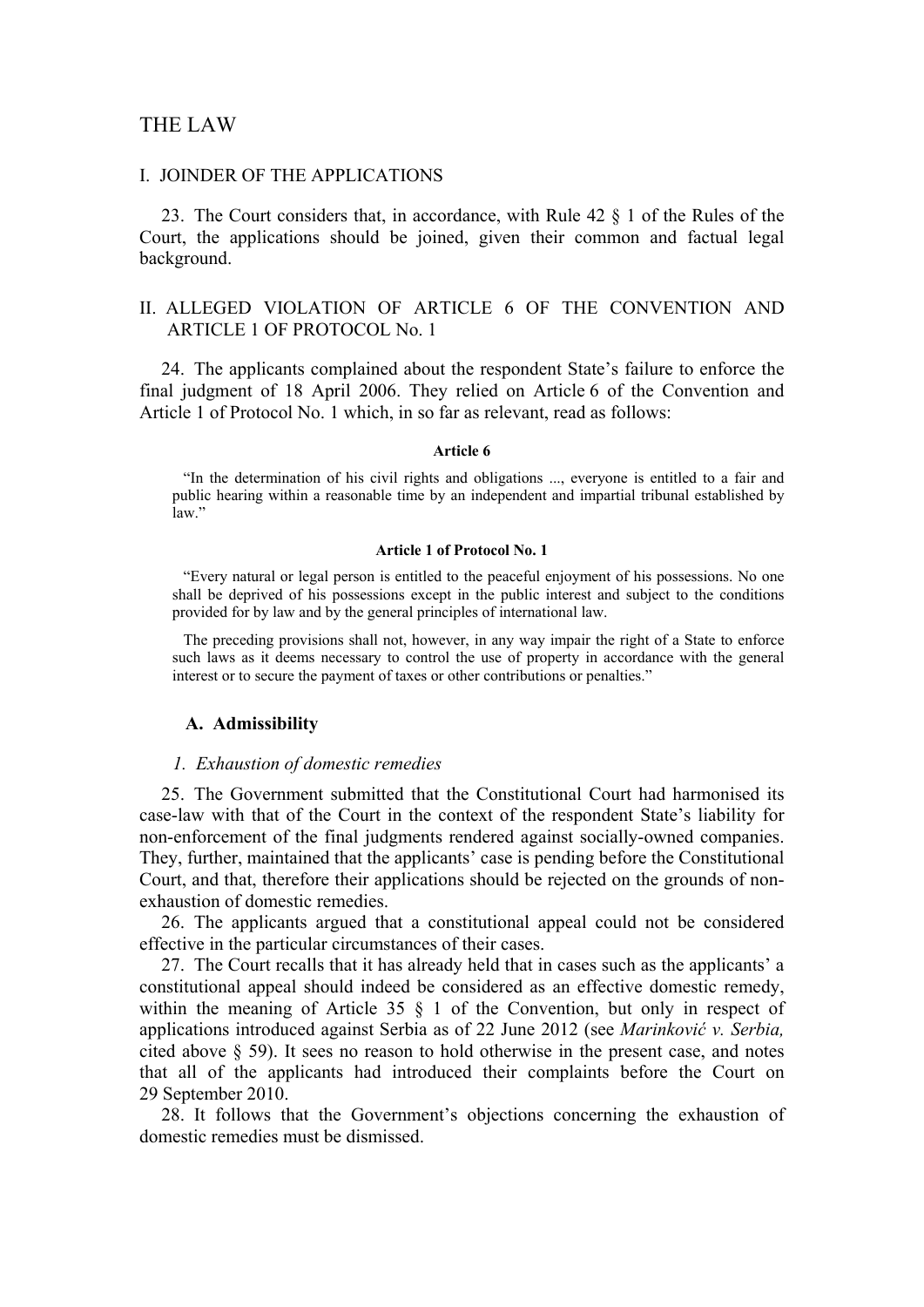# THE LAW

## I. JOINDER OF THE APPLICATIONS

23. The Court considers that, in accordance, with Rule 42 § 1 of the Rules of the Court, the applications should be joined, given their common and factual legal background.

## II. ALLEGED VIOLATION OF ARTICLE 6 OF THE CONVENTION AND ARTICLE 1 OF PROTOCOL No. 1

24. The applicants complained about the respondent State's failure to enforce the final judgment of 18 April 2006. They relied on Article 6 of the Convention and Article 1 of Protocol No. 1 which, in so far as relevant, read as follows:

**Article 6**

"In the determination of his civil rights and obligations ..., everyone is entitled to a fair and public hearing within a reasonable time by an independent and impartial tribunal established by law."

**Article 1 of Protocol No. 1**

"Every natural or legal person is entitled to the peaceful enjoyment of his possessions. No one shall be deprived of his possessions except in the public interest and subject to the conditions provided for by law and by the general principles of international law.

The preceding provisions shall not, however, in any way impair the right of a State to enforce such laws as it deems necessary to control the use of property in accordance with the general interest or to secure the payment of taxes or other contributions or penalties."

### A. Admissibility

#### *1. Exhaustion of domestic remedies*

25. The Government submitted that the Constitutional Court had harmonised its case-law with that of the Court in the context of the respondent State's liability for non-enforcement of the final judgments rendered against socially-owned companies. They, further, maintained that the applicants' case is pending before the Constitutional Court, and that, therefore their applications should be rejected on the grounds of non-exhaustion of domestic remedies.

26. The applicants argued that a constitutional appeal could not be considered effective in the particular circumstances of their cases.

27. The Court recalls that it has already held that in cases such as the applicants' a constitutional appeal should indeed be considered as an effective domestic remedy, within the meaning of Article 35 § 1 of the Convention, but only in respect of applications introduced against Serbia as of 22 June 2012 (see *Marinković v. Serbia,* cited above § 59). It sees no reason to hold otherwise in the present case, and notes that all of the applicants had introduced their complaints before the Court on 29 September 2010.

28. It follows that the Government's objections concerning the exhaustion of domestic remedies must be dismissed.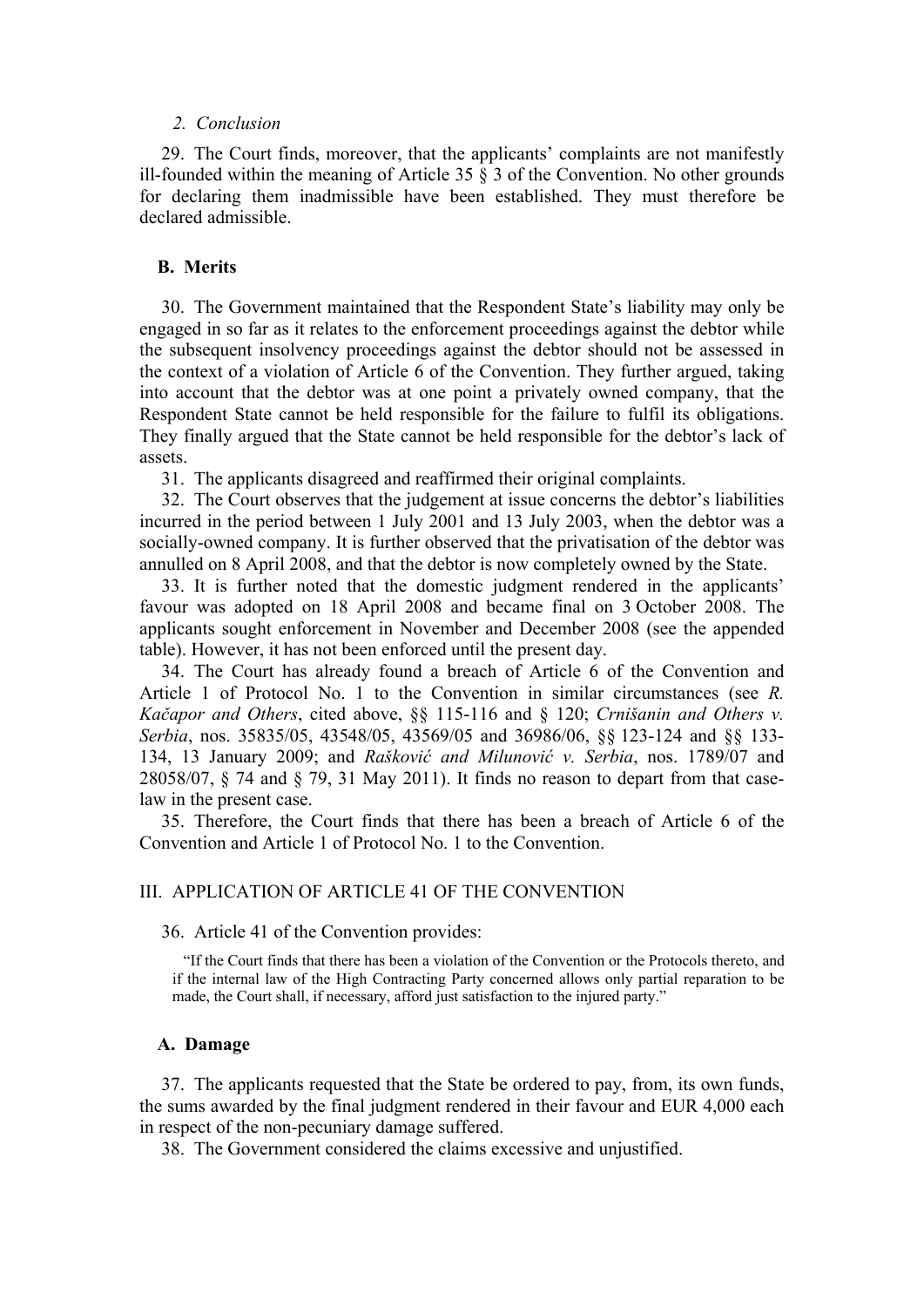### 2. Conclusion

29. The Court finds, moreover, that the applicants' complaints are not manifestly ill-founded within the meaning of Article 35 § 3 of the Convention. No other grounds for declaring them inadmissible have been established. They must therefore be declared admissible.

## B. Merits

30. The Government maintained that the Respondent State's liability may only be engaged in so far as it relates to the enforcement proceedings against the debtor while the subsequent insolvency proceedings against the debtor should not be assessed in the context of a violation of Article 6 of the Convention. They further argued, taking into account that the debtor was at one point a privately owned company, that the Respondent State cannot be held responsible for the failure to fulfil its obligations. They finally argued that the State cannot be held responsible for the debtor's lack of assets.

31. The applicants disagreed and reaffirmed their original complaints.

32. The Court observes that the judgement at issue concerns the debtor's liabilities incurred in the period between 1 July 2001 and 13 July 2003, when the debtor was a socially-owned company. It is further observed that the privatisation of the debtor was annulled on 8 April 2008, and that the debtor is now completely owned by the State.

33. It is further noted that the domestic judgment rendered in the applicants' favour was adopted on 18 April 2008 and became final on 3 October 2008. The applicants sought enforcement in November and December 2008 (see the appended table). However, it has not been enforced until the present day.

34. The Court has already found a breach of Article 6 of the Convention and Article 1 of Protocol No. 1 to the Convention in similar circumstances (see *R. Kačapor and Others*, cited above, §§ 115-116 and § 120; *Crnišanin and Others v. Serbia*, nos. 35835/05, 43548/05, 43569/05 and 36986/06, §§ 123-124 and §§ 133-134, 13 January 2009; and *Rašković and Milunović v. Serbia*, nos. 1789/07 and 28058/07, § 74 and § 79, 31 May 2011). It finds no reason to depart from that case-law in the present case.

35. Therefore, the Court finds that there has been a breach of Article 6 of the Convention and Article 1 of Protocol No. 1 to the Convention.

# III. APPLICATION OF ARTICLE 41 OF THE CONVENTION

36. Article 41 of the Convention provides:

> "If the Court finds that there has been a violation of the Convention or the Protocols thereto, and if the internal law of the High Contracting Party concerned allows only partial reparation to be made, the Court shall, if necessary, afford just satisfaction to the injured party."

## A. Damage

37. The applicants requested that the State be ordered to pay, from, its own funds, the sums awarded by the final judgment rendered in their favour and EUR 4,000 each in respect of the non-pecuniary damage suffered.

38. The Government considered the claims excessive and unjustified.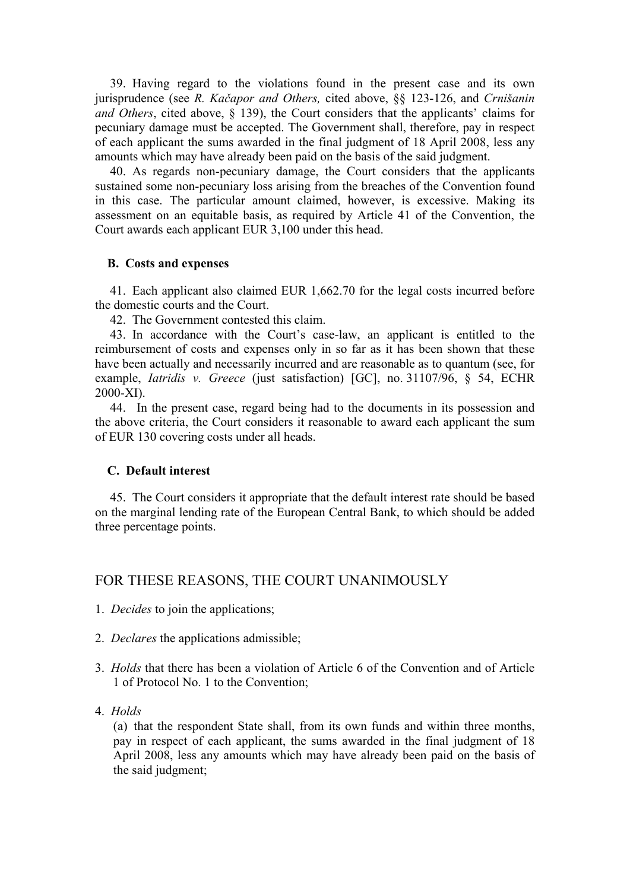39. Having regard to the violations found in the present case and its own jurisprudence (see *R. Kačapor and Others,* cited above, §§ 123-126, and *Crnišanin and Others*, cited above, § 139), the Court considers that the applicants' claims for pecuniary damage must be accepted. The Government shall, therefore, pay in respect of each applicant the sums awarded in the final judgment of 18 April 2008, less any amounts which may have already been paid on the basis of the said judgment.

40. As regards non-pecuniary damage, the Court considers that the applicants sustained some non-pecuniary loss arising from the breaches of the Convention found in this case. The particular amount claimed, however, is excessive. Making its assessment on an equitable basis, as required by Article 41 of the Convention, the Court awards each applicant EUR 3,100 under this head.

### B. Costs and expenses

41. Each applicant also claimed EUR 1,662.70 for the legal costs incurred before the domestic courts and the Court.

42. The Government contested this claim.

43. In accordance with the Court's case-law, an applicant is entitled to the reimbursement of costs and expenses only in so far as it has been shown that these have been actually and necessarily incurred and are reasonable as to quantum (see, for example, *Iatridis v. Greece* (just satisfaction) [GC], no. 31107/96, § 54, ECHR 2000-XI).

44. In the present case, regard being had to the documents in its possession and the above criteria, the Court considers it reasonable to award each applicant the sum of EUR 130 covering costs under all heads.

### C. Default interest

45. The Court considers it appropriate that the default interest rate should be based on the marginal lending rate of the European Central Bank, to which should be added three percentage points.

## FOR THESE REASONS, THE COURT UNANIMOUSLY

1. *Decides* to join the applications;

2. *Declares* the applications admissible;

3. *Holds* that there has been a violation of Article 6 of the Convention and of Article 1 of Protocol No. 1 to the Convention;

4. *Holds*

   (a) that the respondent State shall, from its own funds and within three months, pay in respect of each applicant, the sums awarded in the final judgment of 18 April 2008, less any amounts which may have already been paid on the basis of the said judgment;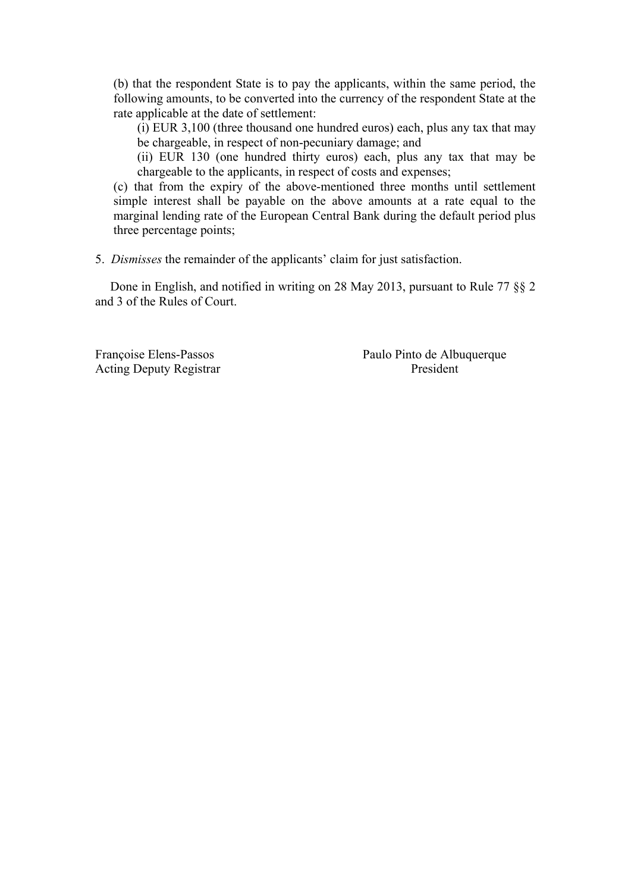(b) that the respondent State is to pay the applicants, within the same period, the following amounts, to be converted into the currency of the respondent State at the rate applicable at the date of settlement:

(i) EUR 3,100 (three thousand one hundred euros) each, plus any tax that may be chargeable, in respect of non-pecuniary damage; and

(ii) EUR 130 (one hundred thirty euros) each, plus any tax that may be chargeable to the applicants, in respect of costs and expenses;

(c) that from the expiry of the above-mentioned three months until settlement simple interest shall be payable on the above amounts at a rate equal to the marginal lending rate of the European Central Bank during the default period plus three percentage points;

5. *Dismisses* the remainder of the applicants' claim for just satisfaction.

Done in English, and notified in writing on 28 May 2013, pursuant to Rule 77 §§ 2 and 3 of the Rules of Court.

Françoise Elens-Passos
Acting Deputy Registrar

Paulo Pinto de Albuquerque
President